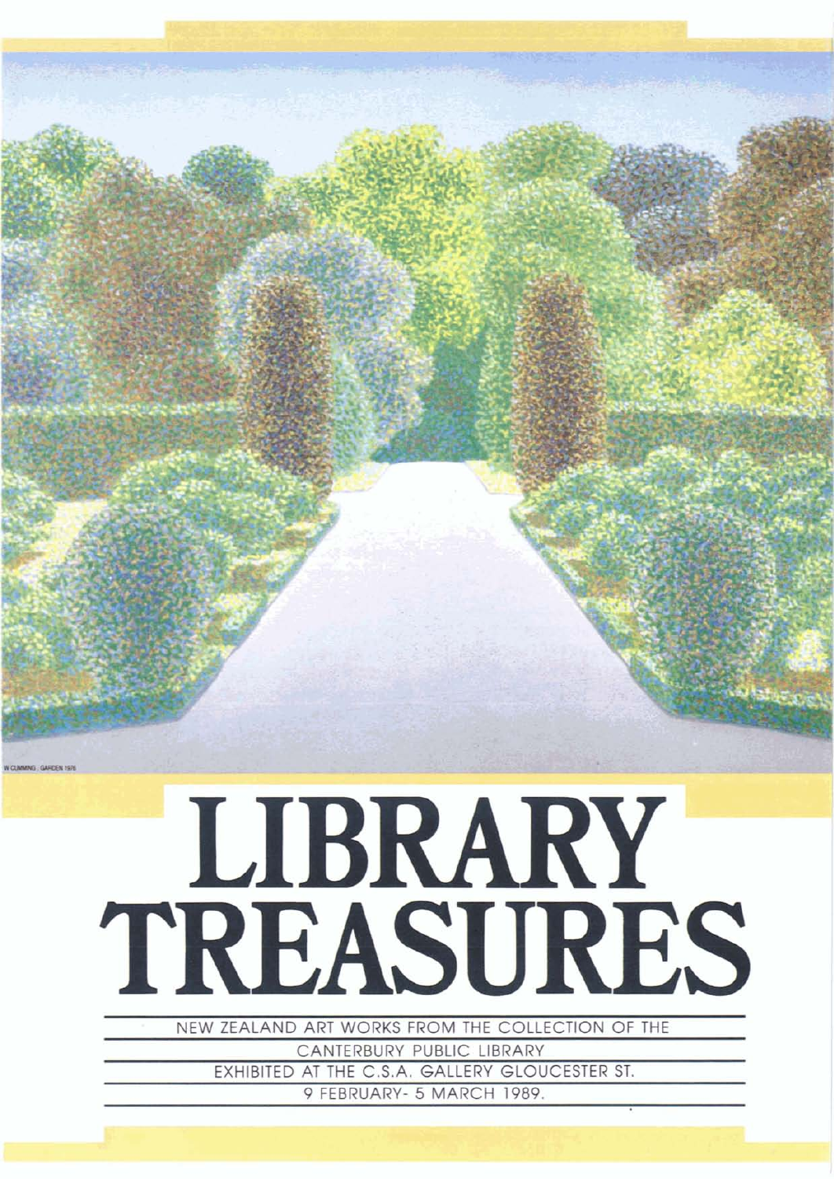W CUMMING : GARDEN 1976

# LIBRARY TREASURES

NEW ZEALAND ART WORKS FROM THE COLLECTION OF THE

CANTERBURY PUBLIC LIBRARY

EXHIBITED AT THE C.S.A. GALLERY GLOUCESTER ST.

9 FEBRUARY- 5 MARCH 1989.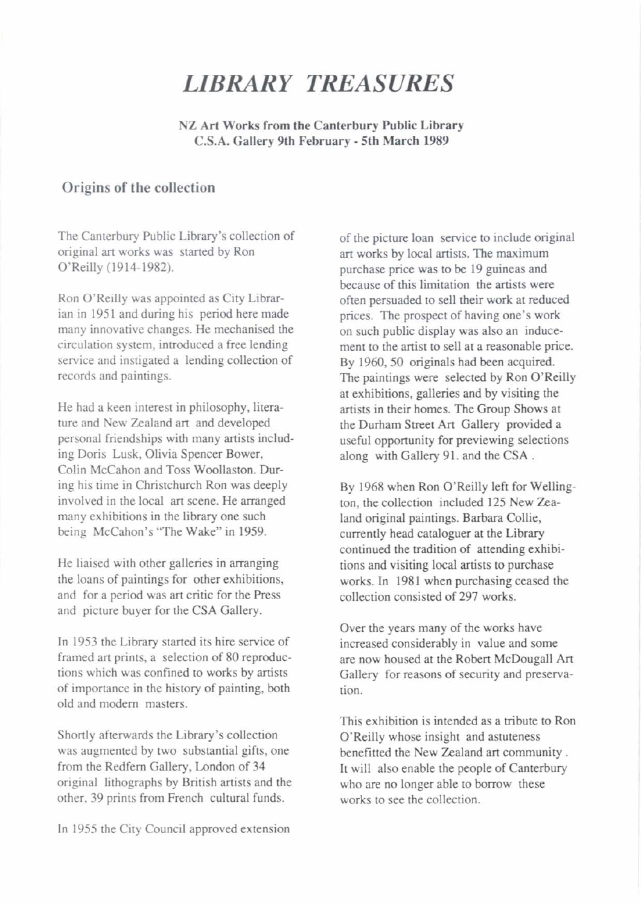# *LIBRARY TREASURES*

**NZ Art Works from the Canterbury Public Library**
**C.S.A. Gallery 9th February - 5th March 1989**

## Origins of the collection

The Canterbury Public Library's collection of original art works was started by Ron O'Reilly (1914-1982).

Ron O'Reilly was appointed as City Librarian in 1951 and during his period here made many innovative changes. He mechanised the circulation system, introduced a free lending service and instigated a lending collection of records and paintings.

He had a keen interest in philosophy, literature and New Zealand art and developed personal friendships with many artists including Doris Lusk, Olivia Spencer Bower, Colin McCahon and Toss Woollaston. During his time in Christchurch Ron was deeply involved in the local art scene. He arranged many exhibitions in the library one such being McCahon's "The Wake" in 1959.

He liaised with other galleries in arranging the loans of paintings for other exhibitions, and for a period was art critic for the Press and picture buyer for the CSA Gallery.

In 1953 the Library started its hire service of framed art prints, a selection of 80 reproductions which was confined to works by artists of importance in the history of painting, both old and modern masters.

Shortly afterwards the Library's collection was augmented by two substantial gifts, one from the Redfern Gallery, London of 34 original lithographs by British artists and the other, 39 prints from French cultural funds.

In 1955 the City Council approved extension of the picture loan service to include original art works by local artists. The maximum purchase price was to be 19 guineas and because of this limitation the artists were often persuaded to sell their work at reduced prices. The prospect of having one's work on such public display was also an inducement to the artist to sell at a reasonable price. By 1960, 50 originals had been acquired. The paintings were selected by Ron O'Reilly at exhibitions, galleries and by visiting the artists in their homes. The Group Shows at the Durham Street Art Gallery provided a useful opportunity for previewing selections along with Gallery 91. and the CSA .

By 1968 when Ron O'Reilly left for Wellington, the collection included 125 New Zealand original paintings. Barbara Collie, currently head cataloguer at the Library continued the tradition of attending exhibitions and visiting local artists to purchase works. In 1981 when purchasing ceased the collection consisted of 297 works.

Over the years many of the works have increased considerably in value and some are now housed at the Robert McDougall Art Gallery for reasons of security and preservation.

This exhibition is intended as a tribute to Ron O'Reilly whose insight and astuteness benefitted the New Zealand art community . It will also enable the people of Canterbury who are no longer able to borrow these works to see the collection.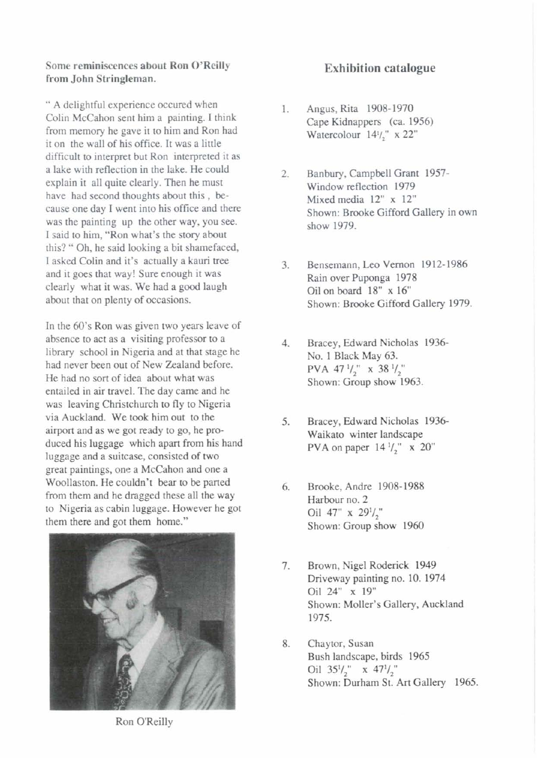**Some reminiscences about Ron O'Reilly from John Stringleman.**

" A delightful experience occured when Colin McCahon sent him a painting. I think from memory he gave it to him and Ron had it on the wall of his office. It was a little difficult to interpret but Ron interpreted it as a lake with reflection in the lake. He could explain it all quite clearly. Then he must have had second thoughts about this , because one day I went into his office and there was the painting up the other way, you see. I said to him, "Ron what's the story about this? " Oh, he said looking a bit shamefaced, I asked Colin and it's actually a kauri tree and it goes that way! Sure enough it was clearly what it was. We had a good laugh about that on plenty of occasions.

In the 60's Ron was given two years leave of absence to act as a visiting professor to a library school in Nigeria and at that stage he had never been out of New Zealand before. He had no sort of idea about what was entailed in air travel. The day came and he was leaving Christchurch to fly to Nigeria via Auckland. We took him out to the airport and as we got ready to go, he produced his luggage which apart from his hand luggage and a suitcase, consisted of two great paintings, one a McCahon and one a Woollaston. He couldn't bear to be parted from them and he dragged these all the way to Nigeria as cabin luggage. However he got them there and got them home."

Ron O'Reilly

## Exhibition catalogue

1. Angus, Rita 1908-1970
   Cape Kidnappers (ca. 1956)
   Watercolour 14½" x 22"

2. Banbury, Campbell Grant 1957-
   Window reflection 1979
   Mixed media 12" x 12"
   Shown: Brooke Gifford Gallery in own show 1979.

3. Bensemann, Leo Vernon 1912-1986
   Rain over Puponga 1978
   Oil on board 18" x 16"
   Shown: Brooke Gifford Gallery 1979.

4. Bracey, Edward Nicholas 1936-
   No. 1 Black May 63.
   PVA 47½" x 38½"
   Shown: Group show 1963.

5. Bracey, Edward Nicholas 1936-
   Waikato winter landscape
   PVA on paper 14½" x 20"

6. Brooke, Andre 1908-1988
   Harbour no. 2
   Oil 47" x 29½"
   Shown: Group show 1960

7. Brown, Nigel Roderick 1949
   Driveway painting no. 10. 1974
   Oil 24" x 19"
   Shown: Moller's Gallery, Auckland 1975.

8. Chaytor, Susan
   Bush landscape, birds 1965
   Oil 35½" x 47½"
   Shown: Durham St. Art Gallery 1965.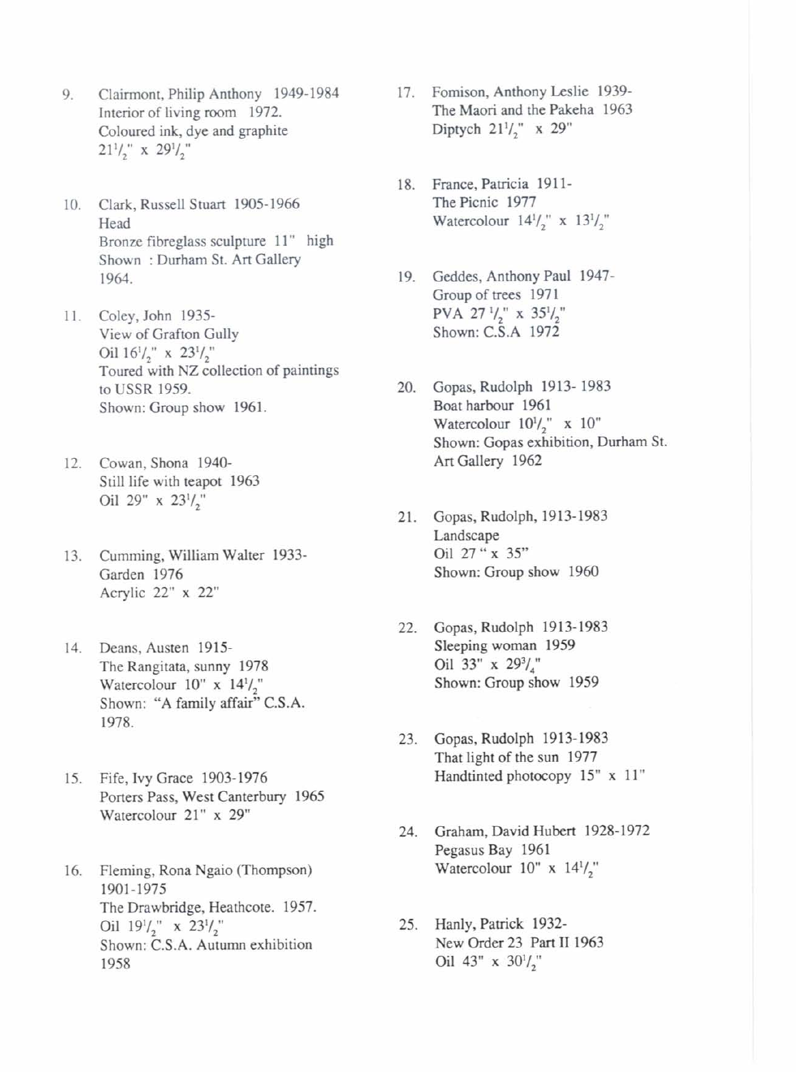9. Clairmont, Philip Anthony 1949-1984
   Interior of living room 1972.
   Coloured ink, dye and graphite
   $21^1/_2$" x $29^1/_2$"

10. Clark, Russell Stuart 1905-1966
    Head
    Bronze fibreglass sculpture 11" high
    Shown : Durham St. Art Gallery 1964.

11. Coley, John 1935-
    View of Grafton Gully
    Oil $16^1/_2$" x $23^1/_2$"
    Toured with NZ collection of paintings to USSR 1959.
    Shown: Group show 1961.

12. Cowan, Shona 1940-
    Still life with teapot 1963
    Oil 29" x $23^1/_2$"

13. Cumming, William Walter 1933-
    Garden 1976
    Acrylic 22" x 22"

14. Deans, Austen 1915-
    The Rangitata, sunny 1978
    Watercolour 10" x $14^1/_2$"
    Shown: "A family affair" C.S.A. 1978.

15. Fife, Ivy Grace 1903-1976
    Porters Pass, West Canterbury 1965
    Watercolour 21" x 29"

16. Fleming, Rona Ngaio (Thompson) 1901-1975
    The Drawbridge, Heathcote. 1957.
    Oil $19^1/_2$" x $23^1/_2$"
    Shown: C.S.A. Autumn exhibition 1958

17. Fomison, Anthony Leslie 1939-
    The Maori and the Pakeha 1963
    Diptych $21^1/_2$" x 29"

18. France, Patricia 1911-
    The Picnic 1977
    Watercolour $14^1/_2$" x $13^1/_2$"

19. Geddes, Anthony Paul 1947-
    Group of trees 1971
    PVA $27^1/_2$" x $35^1/_2$"
    Shown: C.S.A 1972

20. Gopas, Rudolph 1913- 1983
    Boat harbour 1961
    Watercolour $10^1/_2$" x 10"
    Shown: Gopas exhibition, Durham St. Art Gallery 1962

21. Gopas, Rudolph, 1913-1983
    Landscape
    Oil 27" x 35"
    Shown: Group show 1960

22. Gopas, Rudolph 1913-1983
    Sleeping woman 1959
    Oil 33" x $29^3/_4$"
    Shown: Group show 1959

23. Gopas, Rudolph 1913-1983
    That light of the sun 1977
    Handtinted photocopy 15" x 11"

24. Graham, David Hubert 1928-1972
    Pegasus Bay 1961
    Watercolour 10" x $14^1/_2$"

25. Hanly, Patrick 1932-
    New Order 23 Part II 1963
    Oil 43" x $30^1/_2$"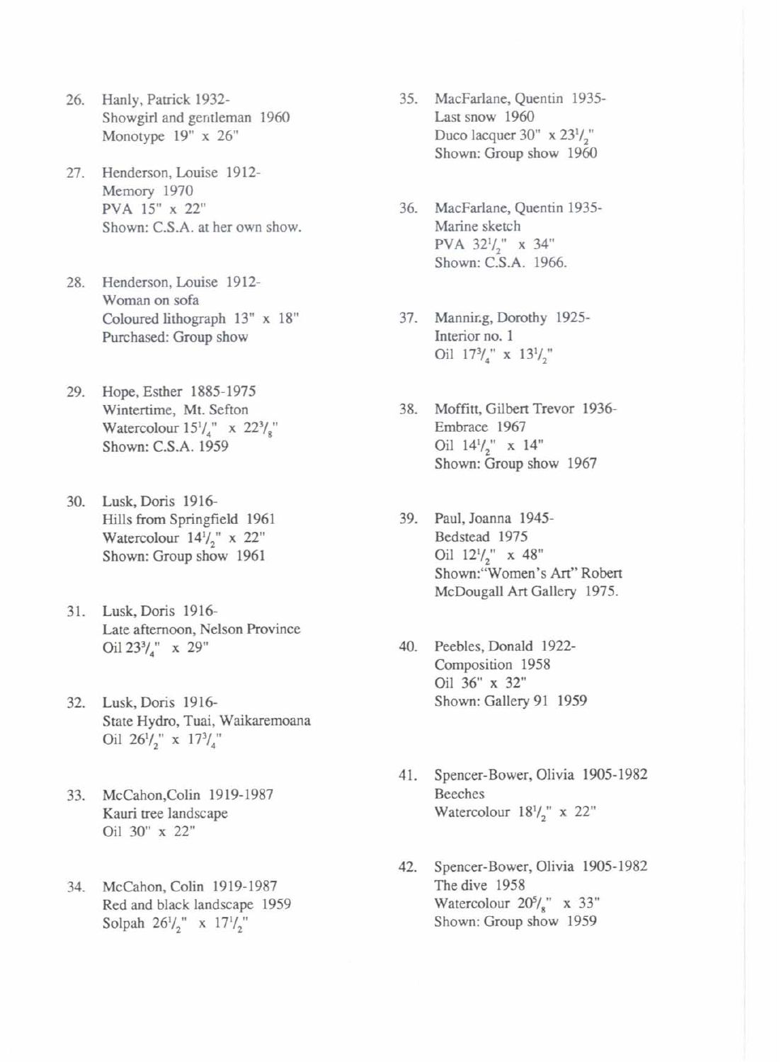26. Hanly, Patrick 1932-
    Showgirl and gentleman 1960
    Monotype 19" x 26"

27. Henderson, Louise 1912-
    Memory 1970
    PVA 15" x 22"
    Shown: C.S.A. at her own show.

28. Henderson, Louise 1912-
    Woman on sofa
    Coloured lithograph 13" x 18"
    Purchased: Group show

29. Hope, Esther 1885-1975
    Wintertime, Mt. Sefton
    Watercolour 15 1/4" x 22 3/8"
    Shown: C.S.A. 1959

30. Lusk, Doris 1916-
    Hills from Springfield 1961
    Watercolour 14 1/2" x 22"
    Shown: Group show 1961

31. Lusk, Doris 1916-
    Late afternoon, Nelson Province
    Oil 23 3/4" x 29"

32. Lusk, Doris 1916-
    State Hydro, Tuai, Waikaremoana
    Oil 26 1/2" x 17 3/4"

33. McCahon, Colin 1919-1987
    Kauri tree landscape
    Oil 30" x 22"

34. McCahon, Colin 1919-1987
    Red and black landscape 1959
    Solpah 26 1/2" x 17 1/2"

35. MacFarlane, Quentin 1935-
    Last snow 1960
    Duco lacquer 30" x 23 1/2"
    Shown: Group show 1960

36. MacFarlane, Quentin 1935-
    Marine sketch
    PVA 32 1/2" x 34"
    Shown: C.S.A. 1966.

37. Manning, Dorothy 1925-
    Interior no. 1
    Oil 17 3/4" x 13 1/2"

38. Moffitt, Gilbert Trevor 1936-
    Embrace 1967
    Oil 14 1/2" x 14"
    Shown: Group show 1967

39. Paul, Joanna 1945-
    Bedstead 1975
    Oil 12 1/2" x 48"
    Shown: "Women's Art" Robert McDougall Art Gallery 1975.

40. Peebles, Donald 1922-
    Composition 1958
    Oil 36" x 32"
    Shown: Gallery 91 1959

41. Spencer-Bower, Olivia 1905-1982
    Beeches
    Watercolour 18 1/2" x 22"

42. Spencer-Bower, Olivia 1905-1982
    The dive 1958
    Watercolour 20 5/8" x 33"
    Shown: Group show 1959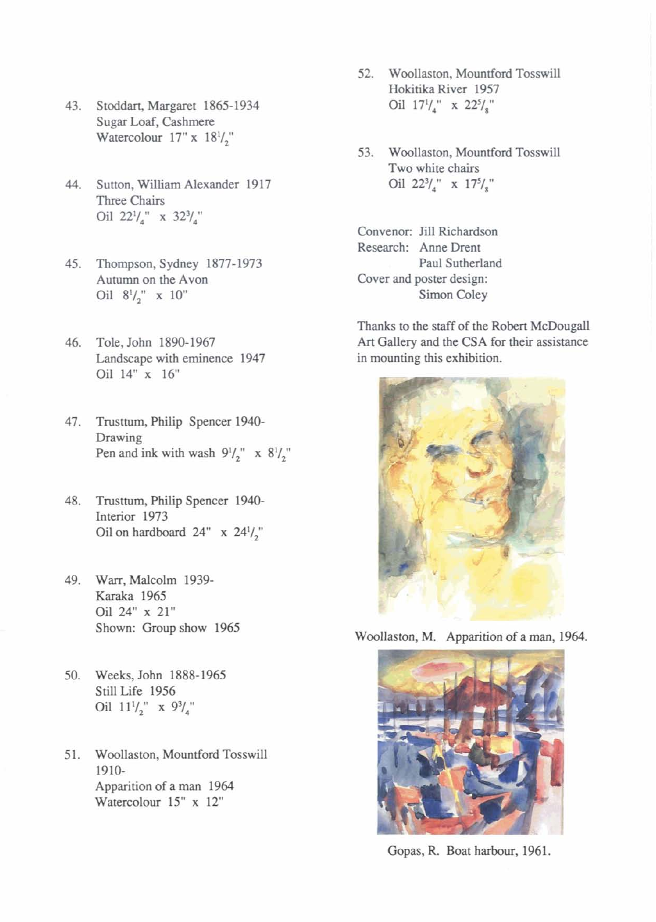43. Stoddart, Margaret 1865-1934
    Sugar Loaf, Cashmere
    Watercolour 17" x 18$^{1}/_{2}$"

44. Sutton, William Alexander 1917
    Three Chairs
    Oil 22$^{1}/_{4}$" x 32$^{3}/_{4}$"

45. Thompson, Sydney 1877-1973
    Autumn on the Avon
    Oil 8$^{1}/_{2}$" x 10"

46. Tole, John 1890-1967
    Landscape with eminence 1947
    Oil 14" x 16"

47. Trusttum, Philip Spencer 1940-
    Drawing
    Pen and ink with wash 9$^{1}/_{2}$" x 8$^{1}/_{2}$"

48. Trusttum, Philip Spencer 1940-
    Interior 1973
    Oil on hardboard 24" x 24$^{1}/_{2}$"

49. Warr, Malcolm 1939-
    Karaka 1965
    Oil 24" x 21"
    Shown: Group show 1965

50. Weeks, John 1888-1965
    Still Life 1956
    Oil 11$^{1}/_{2}$" x 9$^{3}/_{4}$"

51. Woollaston, Mountford Tosswill
    1910-
    Apparition of a man 1964
    Watercolour 15" x 12"

52. Woollaston, Mountford Tosswill
    Hokitika River 1957
    Oil 17$^{1}/_{4}$" x 22$^{5}/_{8}$"

53. Woollaston, Mountford Tosswill
    Two white chairs
    Oil 22$^{3}/_{4}$" x 17$^{5}/_{8}$"

Convenor: Jill Richardson
Research: Anne Drent
Paul Sutherland
Cover and poster design:
Simon Coley

Thanks to the staff of the Robert McDougall Art Gallery and the CSA for their assistance in mounting this exhibition.

Woollaston, M. Apparition of a man, 1964.

Gopas, R. Boat harbour, 1961.